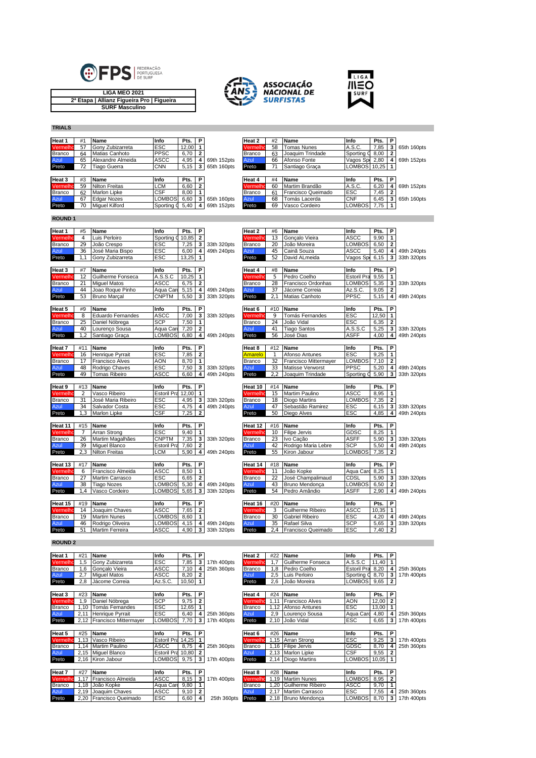**LIGA MEO 2021**
**2ª Etapa | Allianz Figueira Pro | Figueira**
**SURF Masculino**

## TRIALS

| Heat 1 | #1 | Name | Info | Pts. | P | |
|---|---|---|---|---|---|---|
| Vermelho | 57 | Gony Zubizarreta | ESC | 12,00 | 1 | |
| Branco | 64 | Matias Canhoto | PPSC | 6,70 | 2 | |
| Azul | 65 | Alexandre Almeida | ASCC | 4,95 | 4 | 69th 152pts |
| Preto | 72 | Tiago Guerra | CNN | 5,15 | 3 | 65th 160pts |

| Heat 2 | #2 | Name | Info | Pts. | P | |
|---|---|---|---|---|---|---|
| Vermelho | 58 | Tomas Nunes | A.S.C. | 7,85 | 3 | 65th 160pts |
| Branco | 63 | Joaquim Trindade | Sporting C | 8,00 | 2 | |
| Azul | 66 | Afonso Fonte | Vagos Sp | 2,80 | 4 | 69th 152pts |
| Preto | 71 | Santiago Graça | LOMBOS | 10,25 | 1 | |

| Heat 3 | #3 | Name | Info | Pts. | P | |
|---|---|---|---|---|---|---|
| Vermelho | 59 | Nilton Freitas | LCM | 6,60 | 2 | |
| Branco | 62 | Marlon Lipke | CSF | 8,00 | 1 | |
| Azul | 67 | Edgar Nozes | LOMBOS | 6,60 | 3 | 65th 160pts |
| Preto | 70 | Miguel Kilford | Sporting C | 5,40 | 4 | 69th 152pts |

| Heat 4 | #4 | Name | Info | Pts. | P | |
|---|---|---|---|---|---|---|
| Vermelho | 60 | Martim Brandão | A.S.C. | 6,20 | 4 | 69th 152pts |
| Branco | 61 | Francisco Queimado | ESC | 7,45 | 2 | |
| Azul | 68 | Tomás Lacerda | CNF | 6,45 | 3 | 65th 160pts |
| Preto | 69 | Vasco Cordeiro | LOMBOS | 7,75 | 1 | |

## ROUND 1

| Heat 1 | #5 | Name | Info | Pts. | P | |
|---|---|---|---|---|---|---|
| Vermelho | 4 | Luis Perloiro | Sporting C | 10,85 | 2 | |
| Branco | 29 | João Crespo | ESC | 7,25 | 3 | 33th 320pts |
| Azul | 36 | José Maria Bispo | ESC | 6,00 | 4 | 49th 240pts |
| Preto | 1,1 | Gony Zubizarreta | ESC | 13,25 | 1 | |

| Heat 2 | #6 | Name | Info | Pts. | P | |
|---|---|---|---|---|---|---|
| Vermelho | 13 | Gonçalo Vieira | ASCC | 9,90 | 1 | |
| Branco | 20 | João Moreira | LOMBOS | 6,50 | 2 | |
| Azul | 45 | Cainã Souza | ASCC | 5,40 | 4 | 49th 240pts |
| Preto | 52 | David ALmeida | Vagos Sp | 6,15 | 3 | 33th 320pts |

| Heat 3 | #7 | Name | Info | Pts. | P | |
|---|---|---|---|---|---|---|
| Vermelho | 12 | Guilherme Fonseca | A.S.S.C | 10,25 | 1 | |
| Branco | 21 | Miguel Matos | ASCC | 6,75 | 2 | |
| Azul | 44 | Joao Roque Pinho | Aqua Car | 5,15 | 4 | 49th 240pts |
| Preto | 53 | Bruno Marçal | CNPTM | 5,50 | 3 | 33th 320pts |

| Heat 4 | #8 | Name | Info | Pts. | P | |
|---|---|---|---|---|---|---|
| Vermelho | 5 | Pedro Coelho | Estoril Pra | 9,55 | 1 | |
| Branco | 28 | Francisco Ordonhas | LOMBOS | 5,35 | 3 | 33th 320pts |
| Azul | 37 | Jácome Correia | Az.S.C. | 9,05 | 2 | |
| Preto | 2,1 | Matias Canhoto | PPSC | 5,15 | 4 | 49th 240pts |

| Heat 5 | #9 | Name | Info | Pts. | P | |
|---|---|---|---|---|---|---|
| Vermelho | 8 | Eduardo Fernandes | ASCC | 7,00 | 3 | 33th 320pts |
| Branco | 25 | Daniel Nóbrega | SCP | 7,50 | 1 | |
| Azul | 40 | Lourenço Sousa | Aqua Car | 7,20 | 2 | |
| Preto | 1,2 | Santiago Graça | LOMBOS | 6,80 | 4 | 49th 240pts |

| Heat 6 | #10 | Name | Info | Pts. | P | |
|---|---|---|---|---|---|---|
| Vermelho | 9 | Tomás Fernandes | ESC | 12,50 | 1 | |
| Branco | 24 | João Vidal | ESC | 6,35 | 2 | |
| Azul | 41 | Tiago Santos | A.S.S.C | 5,25 | 3 | 33th 320pts |
| Preto | 56 | José Dias | ASFF | 4,00 | 4 | 49th 240pts |

| Heat 7 | #11 | Name | Info | Pts. | P | |
|---|---|---|---|---|---|---|
| Vermelho | 16 | Henrique Pyrrait | ESC | 7,85 | 2 | |
| Branco | 17 | Francisco Alves | AON | 8,70 | 1 | |
| Azul | 48 | Rodrigo Chaves | ESC | 7,50 | 3 | 33th 320pts |
| Preto | 49 | Tomas Ribeiro | ASCC | 6,60 | 4 | 49th 240pts |

| Heat 8 | #12 | Name | Info | Pts. | P | |
|---|---|---|---|---|---|---|
| Amarelo | 1 | Afonso Antunes | ESC | 9,25 | 1 | |
| Branco | 32 | Francisco Mittermayer | LOMBOS | 7,10 | 2 | |
| Azul | 33 | Matisse Verworst | PPSC | 5,20 | 4 | 49th 240pts |
| Preto | 2,2 | Joaquim Trindade | Sporting C | 5,90 | 3 | 33th 320pts |

| Heat 9 | #13 | Name | Info | Pts. | P | |
|---|---|---|---|---|---|---|
| Vermelho | 2 | Vasco Ribeiro | Estoril Pra | 12,00 | 1 | |
| Branco | 31 | José Maria Ribeiro | ESC | 4,95 | 3 | 33th 320pts |
| Azul | 34 | Salvador Costa | ESC | 4,75 | 4 | 49th 240pts |
| Preto | 1,3 | Marlon Lipke | CSF | 7,25 | 2 | |

| Heat 10 | #14 | Name | Info | Pts. | P | |
|---|---|---|---|---|---|---|
| Vermelho | 15 | Martim Paulino | ASCC | 8,95 | 1 | |
| Branco | 18 | Diogo Martins | LOMBOS | 7,35 | 2 | |
| Azul | 47 | Sebastião Ramirez | ESC | 6,15 | 3 | 33th 320pts |
| Preto | 50 | Diego Alves | ESC | 4,85 | 4 | 49th 240pts |

| Heat 11 | #15 | Name | Info | Pts. | P | |
|---|---|---|---|---|---|---|
| Vermelho | 7 | Arran Strong | ESC | 9,40 | 1 | |
| Branco | 26 | Martim Magalhães | CNPTM | 7,35 | 3 | 33th 320pts |
| Azul | 39 | Miguel Blanco | Estoril Pra | 7,60 | 2 | |
| Preto | 2,3 | Nilton Freitas | LCM | 5,90 | 4 | 49th 240pts |

| Heat 12 | #16 | Name | Info | Pts. | P | |
|---|---|---|---|---|---|---|
| Vermelho | 10 | Filipe Jervis | GDSC | 8,25 | 1 | |
| Branco | 23 | Ivo Cação | ASFF | 5,90 | 3 | 33th 320pts |
| Azul | 42 | Rodrigo Maria Lebre | SCP | 5,50 | 4 | 49th 240pts |
| Preto | 55 | Kiron Jabour | LOMBOS | 7,35 | 2 | |

| Heat 13 | #17 | Name | Info | Pts. | P | |
|---|---|---|---|---|---|---|
| Vermelho | 6 | Francisco Almeida | ASCC | 8,50 | 1 | |
| Branco | 27 | Martim Carrasco | ESC | 6,65 | 2 | |
| Azul | 38 | Tiago Nozes | LOMBOS | 5,30 | 4 | 49th 240pts |
| Preto | 1,4 | Vasco Cordeiro | LOMBOS | 5,65 | 3 | 33th 320pts |

| Heat 14 | #18 | Name | Info | Pts. | P | |
|---|---|---|---|---|---|---|
| Vermelho | 11 | João Kopke | Aqua Car | 8,25 | 1 | |
| Branco | 22 | José Champalimaud | CDSL | 5,90 | 3 | 33th 320pts |
| Azul | 43 | Bruno Mendonça | LOMBOS | 6,50 | 2 | |
| Preto | 54 | Pedro Amândio | ASFF | 2,90 | 4 | 49th 240pts |

| Heat 15 | #19 | Name | Info | Pts. | P | |
|---|---|---|---|---|---|---|
| Vermelho | 14 | Joaquim Chaves | ASCC | 7,65 | 2 | |
| Branco | 19 | Martim Nunes | LOMBOS | 8,60 | 1 | |
| Azul | 46 | Rodrigo Oliveira | LOMBOS | 4,15 | 4 | 49th 240pts |
| Preto | 51 | Martim Ferreira | ASCC | 4,90 | 3 | 33th 320pts |

| Heat 16 | #20 | Name | Info | Pts. | P | |
|---|---|---|---|---|---|---|
| Vermelho | 3 | Guilherme Ribeiro | ASCC | 10,35 | 1 | |
| Branco | 30 | Gabriel Ribeiro | ESC | 4,20 | 4 | 49th 240pts |
| Azul | 35 | Rafael Silva | SCP | 5,65 | 3 | 33th 320pts |
| Preto | 2,4 | Francisco Queimado | ESC | 7,40 | 2 | |

## ROUND 2

| Heat 1 | #21 | Name | Info | Pts. | P | |
|---|---|---|---|---|---|---|
| Vermelho | 1,5 | Gony Zubizarreta | ESC | 7,85 | 3 | 17th 400pts |
| Branco | 1,6 | Gonçalo Vieira | ASCC | 7,10 | 4 | 25th 360pts |
| Azul | 2,7 | Miguel Matos | ASCC | 8,20 | 2 | |
| Preto | 2,8 | Jácome Correia | Az.S.C. | 10,50 | 1 | |

| Heat 2 | #22 | Name | Info | Pts. | P | |
|---|---|---|---|---|---|---|
| Vermelho | 1,7 | Guilherme Fonseca | A.S.S.C | 11,40 | 1 | |
| Branco | 1,8 | Pedro Coelho | Estoril Pra | 8,20 | 4 | 25th 360pts |
| Azul | 2,5 | Luis Perloiro | Sporting C | 8,70 | 3 | 17th 400pts |
| Preto | 2,6 | João Moreira | LOMBOS | 9,65 | 2 | |

| Heat 3 | #23 | Name | Info | Pts. | P | |
|---|---|---|---|---|---|---|
| Vermelho | 1,9 | Daniel Nóbrega | SCP | 9,75 | 2 | |
| Branco | 1,10 | Tomás Fernandes | ESC | 12,65 | 1 | |
| Azul | 2,11 | Henrique Pyrrait | ESC | 6,40 | 4 | 25th 360pts |
| Preto | 2,12 | Francisco Mittermayer | LOMBOS | 7,70 | 3 | 17th 400pts |

| Heat 4 | #24 | Name | Info | Pts. | P | |
|---|---|---|---|---|---|---|
| Vermelho | 1,11 | Francisco Alves | AON | 12,00 | 2 | |
| Branco | 1,12 | Afonso Antunes | ESC | 13,00 | 1 | |
| Azul | 2,9 | Lourenço Sousa | Aqua Car | 4,80 | 4 | 25th 360pts |
| Preto | 2,10 | João Vidal | ESC | 6,65 | 3 | 17th 400pts |

| Heat 5 | #25 | Name | Info | Pts. | P | |
|---|---|---|---|---|---|---|
| Vermelho | 1,13 | Vasco Ribeiro | Estoril Pra | 14,25 | 1 | |
| Branco | 1,14 | Martim Paulino | ASCC | 8,75 | 4 | 25th 360pts |
| Azul | 2,15 | Miguel Blanco | Estoril Pra | 10,80 | 2 | |
| Preto | 2,16 | Kiron Jabour | LOMBOS | 9,75 | 3 | 17th 400pts |

| Heat 6 | #26 | Name | Info | Pts. | P | |
|---|---|---|---|---|---|---|
| Vermelho | 1,15 | Arran Strong | ESC | 9,25 | 3 | 17th 400pts |
| Branco | 1,16 | Filipe Jervis | GDSC | 8,70 | 4 | 25th 360pts |
| Azul | 2,13 | Marlon Lipke | CSF | 9,55 | 2 | |
| Preto | 2,14 | Diogo Martins | LOMBOS | 10,05 | 1 | |

| Heat 7 | #27 | Name | Info | Pts. | P | |
|---|---|---|---|---|---|---|
| Vermelho | 1,17 | Francisco Almeida | ASCC | 8,15 | 3 | 17th 400pts |
| Branco | 1,18 | João Kopke | Aqua Car | 9,80 | 1 | |
| Azul | 2,19 | Joaquim Chaves | ASCC | 9,10 | 2 | |
| Preto | 2,20 | Francisco Queimado | ESC | 6,60 | 4 | 25th 360pts |

| Heat 8 | #28 | Name | Info | Pts. | P | |
|---|---|---|---|---|---|---|
| Vermelho | 1,19 | Martim Nunes | LOMBOS | 8,95 | 2 | |
| Branco | 1,20 | Guilherme Ribeiro | ASCC | 9,70 | 1 | |
| Azul | 2,17 | Martim Carrasco | ESC | 7,55 | 4 | 25th 360pts |
| Preto | 2,18 | Bruno Mendonça | LOMBOS | 8,70 | 3 | 17th 400pts |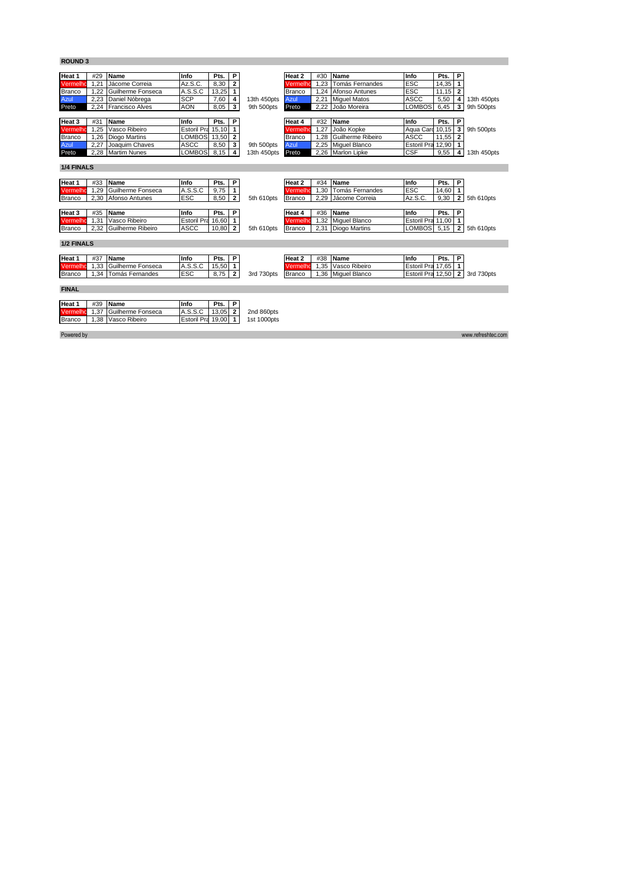## ROUND 3

| Heat 1 | #29 | Name | Info | Pts. | P | |
|---|---|---|---|---|---|---|
| Vermelho | 1,21 | Jácome Correia | Az.S.C. | 8,30 | 2 | |
| Branco | 1,22 | Guilherme Fonseca | A.S.S.C | 13,25 | 1 | |
| Azul | 2,23 | Daniel Nóbrega | SCP | 7,60 | 4 | 13th 450pts |
| Preto | 2,24 | Francisco Alves | AON | 8,05 | 3 | 9th 500pts |

| Heat 2 | #30 | Name | Info | Pts. | P | |
|---|---|---|---|---|---|---|
| Vermelho | 1,23 | Tomás Fernandes | ESC | 14,35 | 1 | |
| Branco | 1,24 | Afonso Antunes | ESC | 11,15 | 2 | |
| Azul | 2,21 | Miguel Matos | ASCC | 5,50 | 4 | 13th 450pts |
| Preto | 2,22 | João Moreira | LOMBOS | 6,45 | 3 | 9th 500pts |

| Heat 3 | #31 | Name | Info | Pts. | P | |
|---|---|---|---|---|---|---|
| Vermelho | 1,25 | Vasco Ribeiro | Estoril Pra | 15,10 | 1 | |
| Branco | 1,26 | Diogo Martins | LOMBOS | 13,50 | 2 | |
| Azul | 2,27 | Joaquim Chaves | ASCC | 8,50 | 3 | 9th 500pts |
| Preto | 2,28 | Martim Nunes | LOMBOS | 8,15 | 4 | 13th 450pts |

| Heat 4 | #32 | Name | Info | Pts. | P | |
|---|---|---|---|---|---|---|
| Vermelho | 1,27 | João Kopke | Aqua Card | 10,15 | 3 | 9th 500pts |
| Branco | 1,28 | Guilherme Ribeiro | ASCC | 11,55 | 2 | |
| Azul | 2,25 | Miguel Blanco | Estoril Pra | 12,90 | 1 | |
| Preto | 2,26 | Marlon Lipke | CSF | 9,55 | 4 | 13th 450pts |

## 1/4 FINALS

| Heat 1 | #33 | Name | Info | Pts. | P | |
|---|---|---|---|---|---|---|
| Vermelho | 1,29 | Guilherme Fonseca | A.S.S.C | 9,75 | 1 | |
| Branco | 2,30 | Afonso Antunes | ESC | 8,50 | 2 | 5th 610pts |

| Heat 2 | #34 | Name | Info | Pts. | P | |
|---|---|---|---|---|---|---|
| Vermelho | 1,30 | Tomás Fernandes | ESC | 14,60 | 1 | |
| Branco | 2,29 | Jácome Correia | Az.S.C. | 9,30 | 2 | 5th 610pts |

| Heat 3 | #35 | Name | Info | Pts. | P | |
|---|---|---|---|---|---|---|
| Vermelho | 1,31 | Vasco Ribeiro | Estoril Pra | 16,60 | 1 | |
| Branco | 2,32 | Guilherme Ribeiro | ASCC | 10,80 | 2 | 5th 610pts |

| Heat 4 | #36 | Name | Info | Pts. | P | |
|---|---|---|---|---|---|---|
| Vermelho | 1,32 | Miguel Blanco | Estoril Pra | 11,00 | 1 | |
| Branco | 2,31 | Diogo Martins | LOMBOS | 5,15 | 2 | 5th 610pts |

## 1/2 FINALS

| Heat 1 | #37 | Name | Info | Pts. | P | |
|---|---|---|---|---|---|---|
| Vermelho | 1,33 | Guilherme Fonseca | A.S.S.C | 15,50 | 1 | |
| Branco | 1,34 | Tomás Fernandes | ESC | 8,75 | 2 | 3rd 730pts |

| Heat 2 | #38 | Name | Info | Pts. | P | |
|---|---|---|---|---|---|---|
| Vermelho | 1,35 | Vasco Ribeiro | Estoril Pra | 17,65 | 1 | |
| Branco | 1,36 | Miguel Blanco | Estoril Pra | 12,50 | 2 | 3rd 730pts |

## FINAL

| Heat 1 | #39 | Name | Info | Pts. | P | |
|---|---|---|---|---|---|---|
| Vermelho | 1,37 | Guilherme Fonseca | A.S.S.C | 13,05 | 2 | 2nd 860pts |
| Branco | 1,38 | Vasco Ribeiro | Estoril Pra | 19,00 | 1 | 1st 1000pts |

Powered by www.refreshtec.com